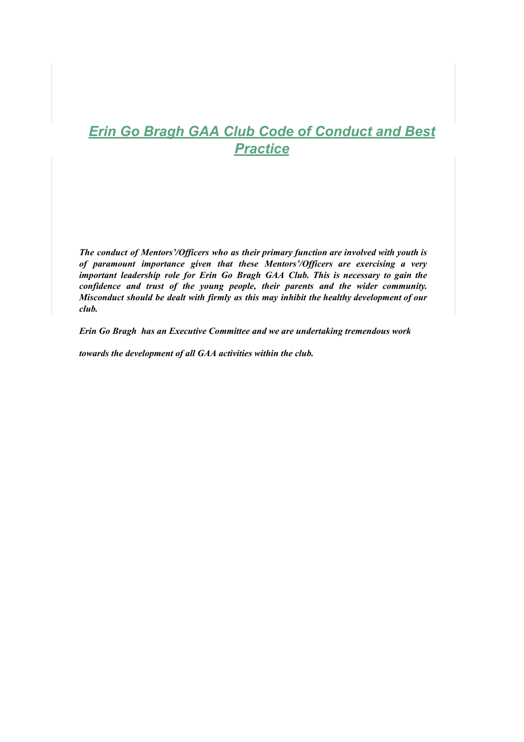# *Erin Go Bragh GAA Club Code of Conduct and Best Practice*

***The conduct of Mentors'/Officers who as their primary function are involved with youth is of paramount importance given that these Mentors'/Officers are exercising a very important leadership role for Erin Go Bragh GAA Club. This is necessary to gain the confidence and trust of the young people, their parents and the wider community. Misconduct should be dealt with firmly as this may inhibit the healthy development of our club.***

***Erin Go Bragh has an Executive Committee and we are undertaking tremendous work***

***towards the development of all GAA activities within the club.***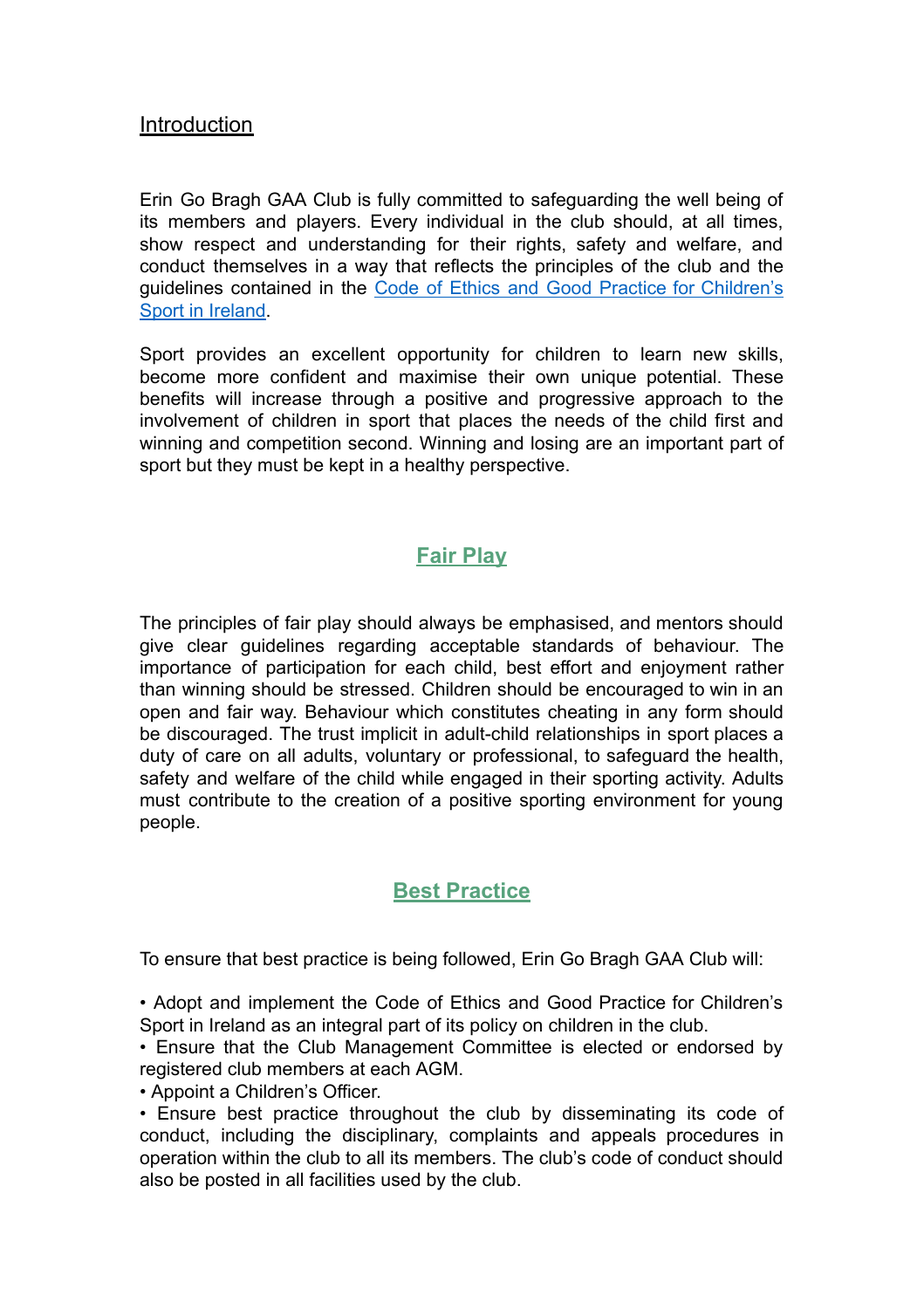## Introduction

Erin Go Bragh GAA Club is fully committed to safeguarding the well being of its members and players. Every individual in the club should, at all times, show respect and understanding for their rights, safety and welfare, and conduct themselves in a way that reflects the principles of the club and the guidelines contained in the [Code of Ethics and Good Practice for Children's Sport in Ireland]().

Sport provides an excellent opportunity for children to learn new skills, become more confident and maximise their own unique potential. These benefits will increase through a positive and progressive approach to the involvement of children in sport that places the needs of the child first and winning and competition second. Winning and losing are an important part of sport but they must be kept in a healthy perspective.

## Fair Play

The principles of fair play should always be emphasised, and mentors should give clear guidelines regarding acceptable standards of behaviour. The importance of participation for each child, best effort and enjoyment rather than winning should be stressed. Children should be encouraged to win in an open and fair way. Behaviour which constitutes cheating in any form should be discouraged. The trust implicit in adult-child relationships in sport places a duty of care on all adults, voluntary or professional, to safeguard the health, safety and welfare of the child while engaged in their sporting activity. Adults must contribute to the creation of a positive sporting environment for young people.

## Best Practice

To ensure that best practice is being followed, Erin Go Bragh GAA Club will:

- Adopt and implement the Code of Ethics and Good Practice for Children's Sport in Ireland as an integral part of its policy on children in the club.
- Ensure that the Club Management Committee is elected or endorsed by registered club members at each AGM.
- Appoint a Children's Officer.
- Ensure best practice throughout the club by disseminating its code of conduct, including the disciplinary, complaints and appeals procedures in operation within the club to all its members. The club's code of conduct should also be posted in all facilities used by the club.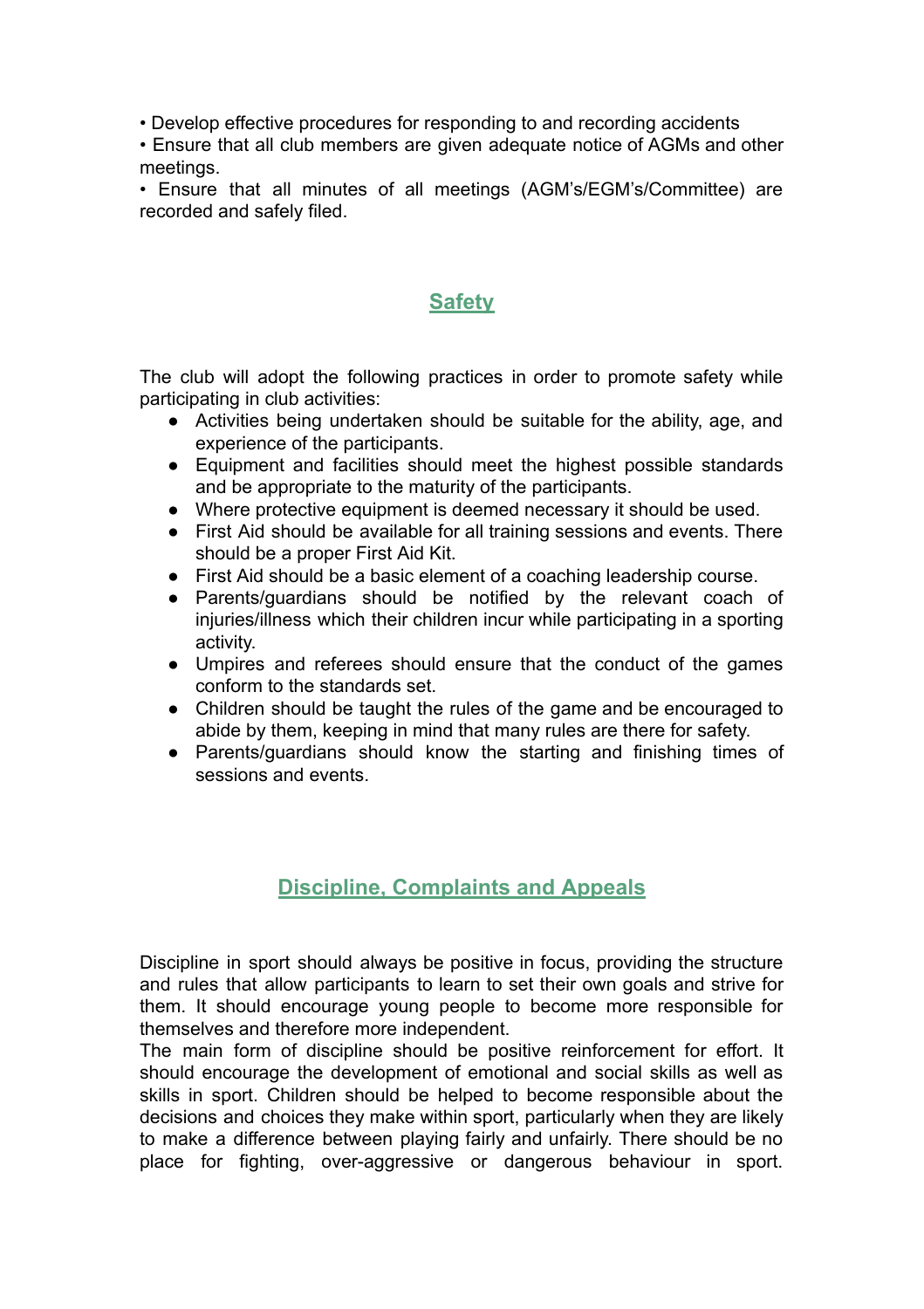- Develop effective procedures for responding to and recording accidents
- Ensure that all club members are given adequate notice of AGMs and other meetings.
- Ensure that all minutes of all meetings (AGM's/EGM's/Committee) are recorded and safely filed.

## Safety

The club will adopt the following practices in order to promote safety while participating in club activities:

- Activities being undertaken should be suitable for the ability, age, and experience of the participants.
- Equipment and facilities should meet the highest possible standards and be appropriate to the maturity of the participants.
- Where protective equipment is deemed necessary it should be used.
- First Aid should be available for all training sessions and events. There should be a proper First Aid Kit.
- First Aid should be a basic element of a coaching leadership course.
- Parents/guardians should be notified by the relevant coach of injuries/illness which their children incur while participating in a sporting activity.
- Umpires and referees should ensure that the conduct of the games conform to the standards set.
- Children should be taught the rules of the game and be encouraged to abide by them, keeping in mind that many rules are there for safety.
- Parents/guardians should know the starting and finishing times of sessions and events.

## Discipline, Complaints and Appeals

Discipline in sport should always be positive in focus, providing the structure and rules that allow participants to learn to set their own goals and strive for them. It should encourage young people to become more responsible for themselves and therefore more independent.

The main form of discipline should be positive reinforcement for effort. It should encourage the development of emotional and social skills as well as skills in sport. Children should be helped to become responsible about the decisions and choices they make within sport, particularly when they are likely to make a difference between playing fairly and unfairly. There should be no place for fighting, over-aggressive or dangerous behaviour in sport.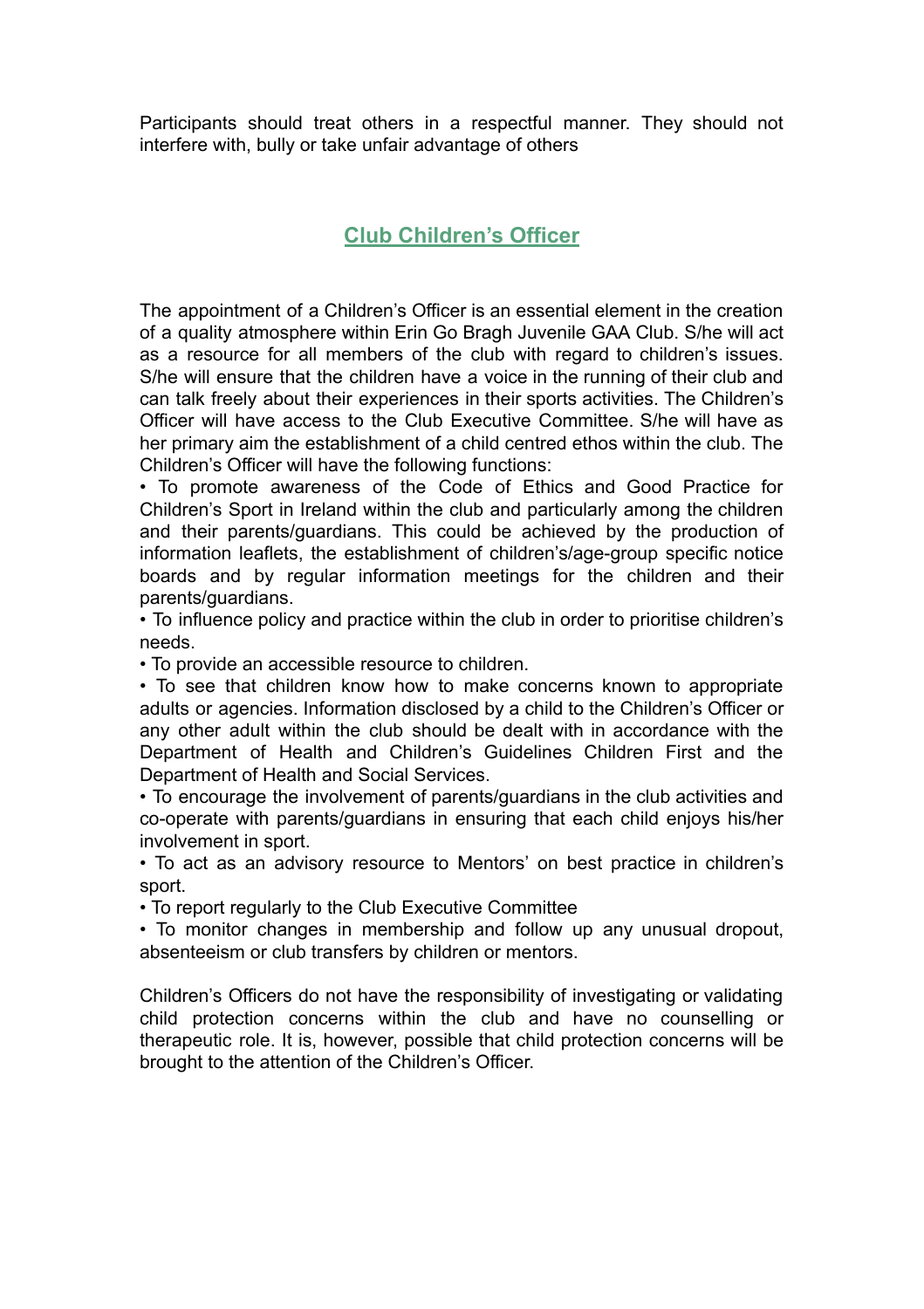Participants should treat others in a respectful manner. They should not interfere with, bully or take unfair advantage of others

## Club Children's Officer

The appointment of a Children's Officer is an essential element in the creation of a quality atmosphere within Erin Go Bragh Juvenile GAA Club. S/he will act as a resource for all members of the club with regard to children's issues. S/he will ensure that the children have a voice in the running of their club and can talk freely about their experiences in their sports activities. The Children's Officer will have access to the Club Executive Committee. S/he will have as her primary aim the establishment of a child centred ethos within the club. The Children's Officer will have the following functions:

- To promote awareness of the Code of Ethics and Good Practice for Children's Sport in Ireland within the club and particularly among the children and their parents/guardians. This could be achieved by the production of information leaflets, the establishment of children's/age-group specific notice boards and by regular information meetings for the children and their parents/guardians.
- To influence policy and practice within the club in order to prioritise children's needs.
- To provide an accessible resource to children.
- To see that children know how to make concerns known to appropriate adults or agencies. Information disclosed by a child to the Children's Officer or any other adult within the club should be dealt with in accordance with the Department of Health and Children's Guidelines Children First and the Department of Health and Social Services.
- To encourage the involvement of parents/guardians in the club activities and co-operate with parents/guardians in ensuring that each child enjoys his/her involvement in sport.
- To act as an advisory resource to Mentors' on best practice in children's sport.
- To report regularly to the Club Executive Committee
- To monitor changes in membership and follow up any unusual dropout, absenteeism or club transfers by children or mentors.

Children's Officers do not have the responsibility of investigating or validating child protection concerns within the club and have no counselling or therapeutic role. It is, however, possible that child protection concerns will be brought to the attention of the Children's Officer.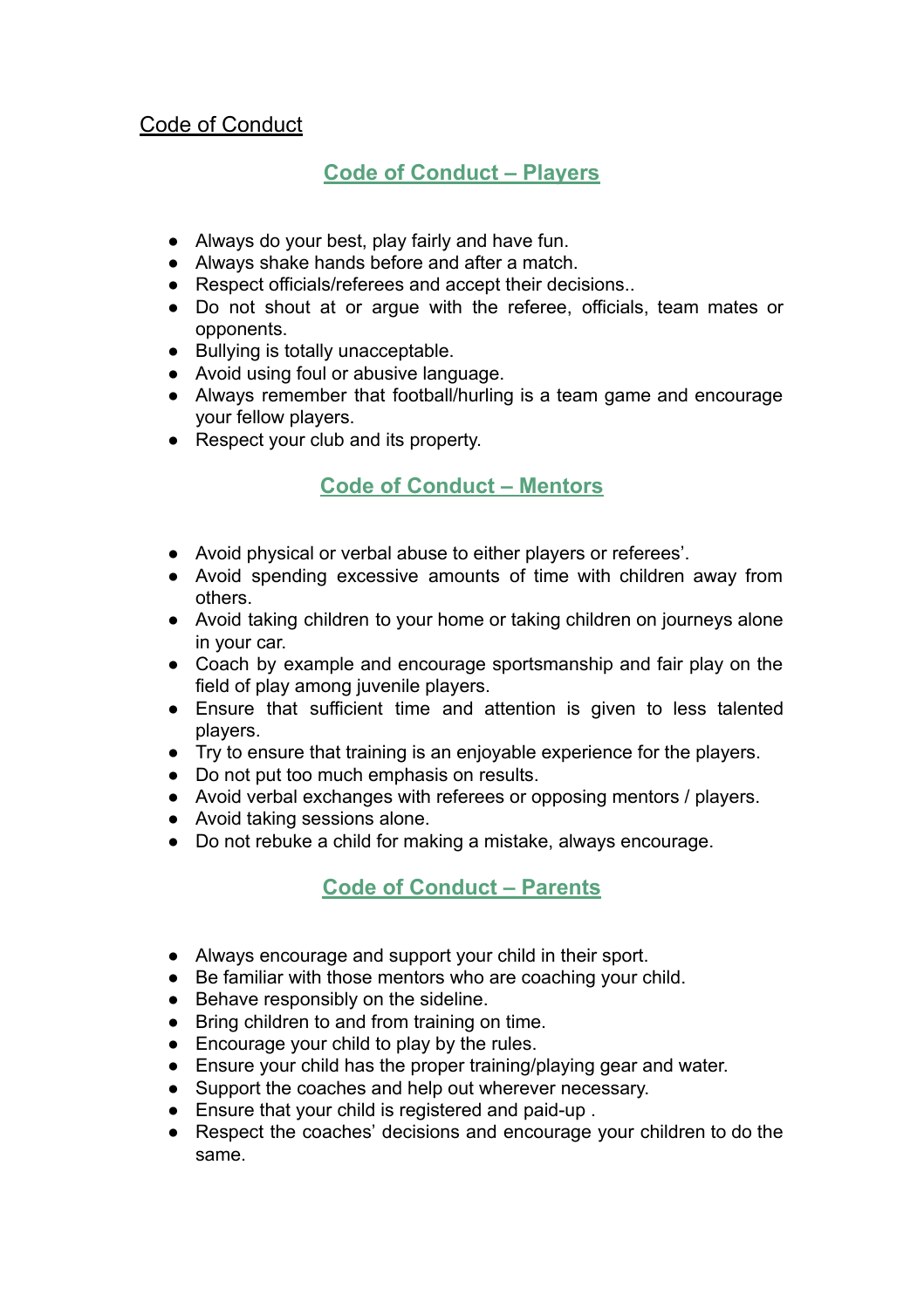Code of Conduct

## Code of Conduct – Players

- Always do your best, play fairly and have fun.
- Always shake hands before and after a match.
- Respect officials/referees and accept their decisions..
- Do not shout at or argue with the referee, officials, team mates or opponents.
- Bullying is totally unacceptable.
- Avoid using foul or abusive language.
- Always remember that football/hurling is a team game and encourage your fellow players.
- Respect your club and its property.

## Code of Conduct – Mentors

- Avoid physical or verbal abuse to either players or referees'.
- Avoid spending excessive amounts of time with children away from others.
- Avoid taking children to your home or taking children on journeys alone in your car.
- Coach by example and encourage sportsmanship and fair play on the field of play among juvenile players.
- Ensure that sufficient time and attention is given to less talented players.
- Try to ensure that training is an enjoyable experience for the players.
- Do not put too much emphasis on results.
- Avoid verbal exchanges with referees or opposing mentors / players.
- Avoid taking sessions alone.
- Do not rebuke a child for making a mistake, always encourage.

## Code of Conduct – Parents

- Always encourage and support your child in their sport.
- Be familiar with those mentors who are coaching your child.
- Behave responsibly on the sideline.
- Bring children to and from training on time.
- Encourage your child to play by the rules.
- Ensure your child has the proper training/playing gear and water.
- Support the coaches and help out wherever necessary.
- Ensure that your child is registered and paid-up .
- Respect the coaches' decisions and encourage your children to do the same.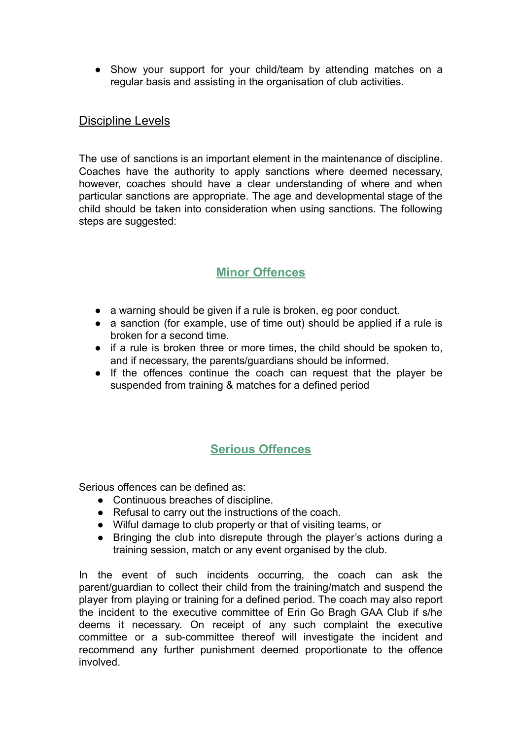- Show your support for your child/team by attending matches on a regular basis and assisting in the organisation of club activities.

## Discipline Levels

The use of sanctions is an important element in the maintenance of discipline. Coaches have the authority to apply sanctions where deemed necessary, however, coaches should have a clear understanding of where and when particular sanctions are appropriate. The age and developmental stage of the child should be taken into consideration when using sanctions. The following steps are suggested:

### Minor Offences

- a warning should be given if a rule is broken, eg poor conduct.
- a sanction (for example, use of time out) should be applied if a rule is broken for a second time.
- if a rule is broken three or more times, the child should be spoken to, and if necessary, the parents/guardians should be informed.
- If the offences continue the coach can request that the player be suspended from training & matches for a defined period

### Serious Offences

Serious offences can be defined as:

- Continuous breaches of discipline.
- Refusal to carry out the instructions of the coach.
- Wilful damage to club property or that of visiting teams, or
- Bringing the club into disrepute through the player's actions during a training session, match or any event organised by the club.

In the event of such incidents occurring, the coach can ask the parent/guardian to collect their child from the training/match and suspend the player from playing or training for a defined period. The coach may also report the incident to the executive committee of Erin Go Bragh GAA Club if s/he deems it necessary. On receipt of any such complaint the executive committee or a sub-committee thereof will investigate the incident and recommend any further punishment deemed proportionate to the offence involved.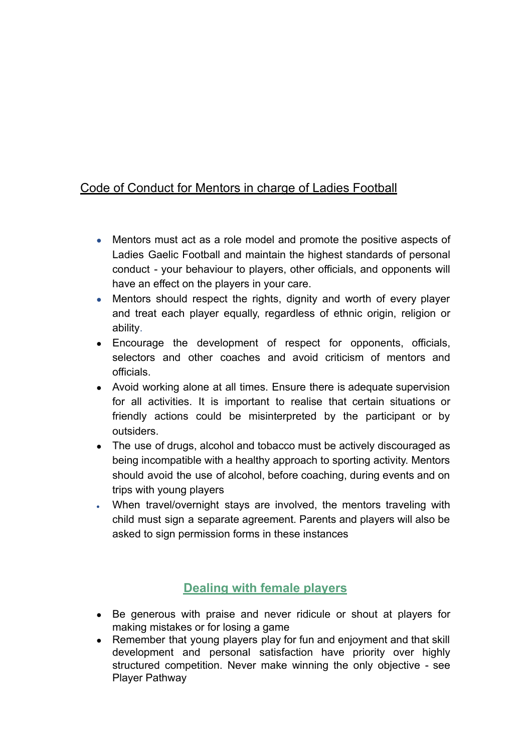## Code of Conduct for Mentors in charge of Ladies Football

- Mentors must act as a role model and promote the positive aspects of Ladies Gaelic Football and maintain the highest standards of personal conduct - your behaviour to players, other officials, and opponents will have an effect on the players in your care.
- Mentors should respect the rights, dignity and worth of every player and treat each player equally, regardless of ethnic origin, religion or ability.
- Encourage the development of respect for opponents, officials, selectors and other coaches and avoid criticism of mentors and officials.
- Avoid working alone at all times. Ensure there is adequate supervision for all activities. It is important to realise that certain situations or friendly actions could be misinterpreted by the participant or by outsiders.
- The use of drugs, alcohol and tobacco must be actively discouraged as being incompatible with a healthy approach to sporting activity. Mentors should avoid the use of alcohol, before coaching, during events and on trips with young players
- When travel/overnight stays are involved, the mentors traveling with child must sign a separate agreement. Parents and players will also be asked to sign permission forms in these instances

### Dealing with female players

- Be generous with praise and never ridicule or shout at players for making mistakes or for losing a game
- Remember that young players play for fun and enjoyment and that skill development and personal satisfaction have priority over highly structured competition. Never make winning the only objective - see Player Pathway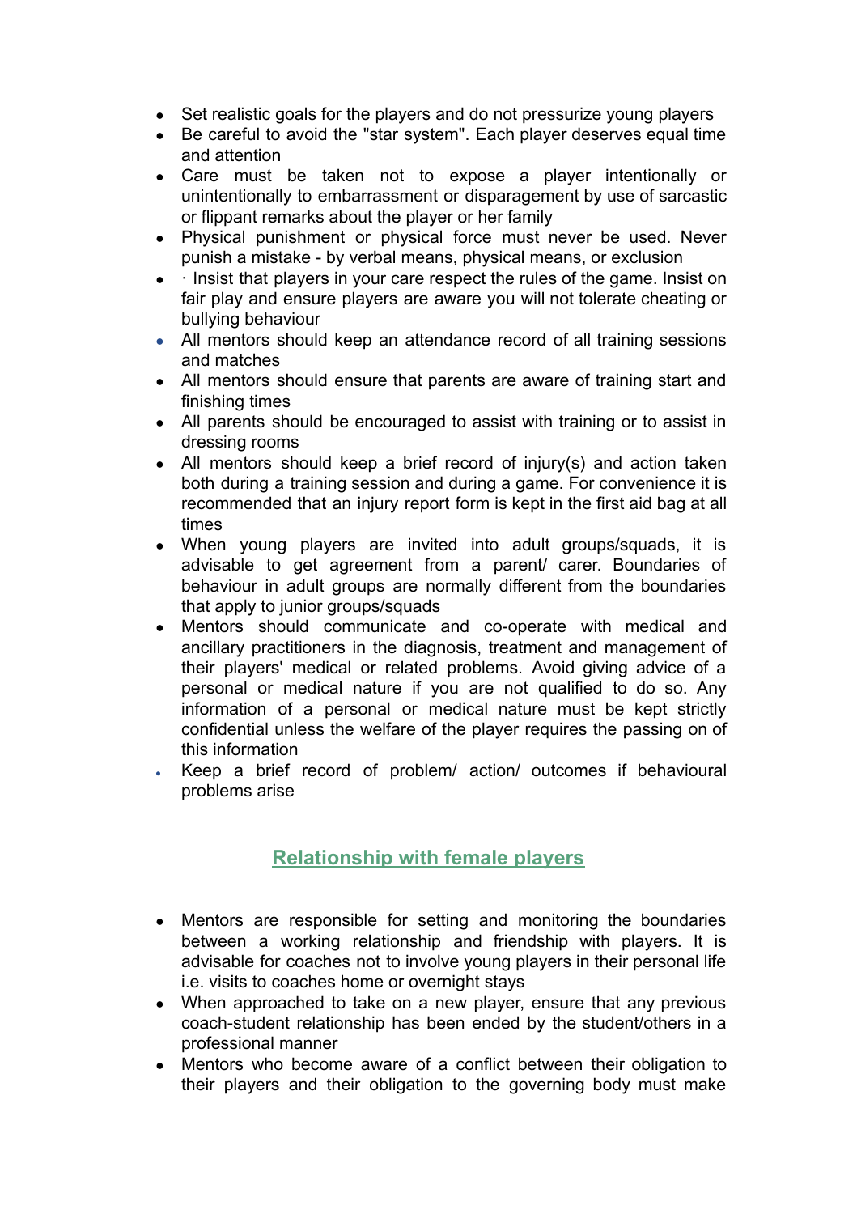- Set realistic goals for the players and do not pressurize young players
- Be careful to avoid the "star system". Each player deserves equal time and attention
- Care must be taken not to expose a player intentionally or unintentionally to embarrassment or disparagement by use of sarcastic or flippant remarks about the player or her family
- Physical punishment or physical force must never be used. Never punish a mistake - by verbal means, physical means, or exclusion
- · Insist that players in your care respect the rules of the game. Insist on fair play and ensure players are aware you will not tolerate cheating or bullying behaviour
- All mentors should keep an attendance record of all training sessions and matches
- All mentors should ensure that parents are aware of training start and finishing times
- All parents should be encouraged to assist with training or to assist in dressing rooms
- All mentors should keep a brief record of injury(s) and action taken both during a training session and during a game. For convenience it is recommended that an injury report form is kept in the first aid bag at all times
- When young players are invited into adult groups/squads, it is advisable to get agreement from a parent/ carer. Boundaries of behaviour in adult groups are normally different from the boundaries that apply to junior groups/squads
- Mentors should communicate and co-operate with medical and ancillary practitioners in the diagnosis, treatment and management of their players' medical or related problems. Avoid giving advice of a personal or medical nature if you are not qualified to do so. Any information of a personal or medical nature must be kept strictly confidential unless the welfare of the player requires the passing on of this information
- Keep a brief record of problem/ action/ outcomes if behavioural problems arise

## Relationship with female players

- Mentors are responsible for setting and monitoring the boundaries between a working relationship and friendship with players. It is advisable for coaches not to involve young players in their personal life i.e. visits to coaches home or overnight stays
- When approached to take on a new player, ensure that any previous coach-student relationship has been ended by the student/others in a professional manner
- Mentors who become aware of a conflict between their obligation to their players and their obligation to the governing body must make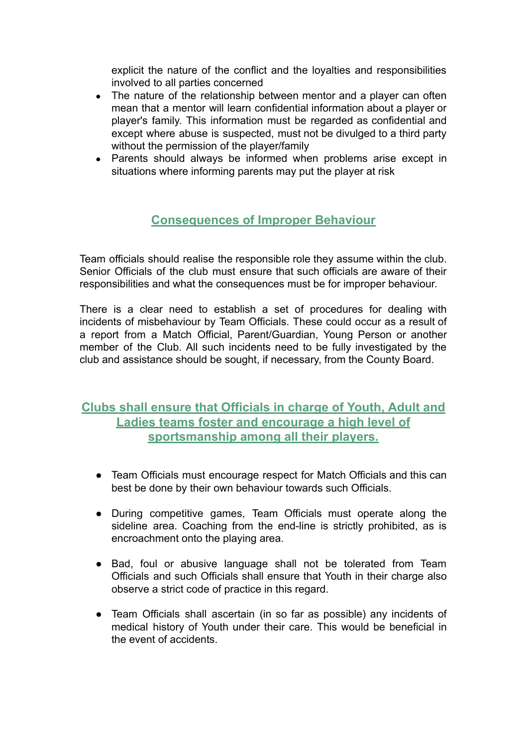explicit the nature of the conflict and the loyalties and responsibilities involved to all parties concerned

- The nature of the relationship between mentor and a player can often mean that a mentor will learn confidential information about a player or player's family. This information must be regarded as confidential and except where abuse is suspected, must not be divulged to a third party without the permission of the player/family
- Parents should always be informed when problems arise except in situations where informing parents may put the player at risk

## Consequences of Improper Behaviour

Team officials should realise the responsible role they assume within the club. Senior Officials of the club must ensure that such officials are aware of their responsibilities and what the consequences must be for improper behaviour.

There is a clear need to establish a set of procedures for dealing with incidents of misbehaviour by Team Officials. These could occur as a result of a report from a Match Official, Parent/Guardian, Young Person or another member of the Club. All such incidents need to be fully investigated by the club and assistance should be sought, if necessary, from the County Board.

## Clubs shall ensure that Officials in charge of Youth, Adult and Ladies teams foster and encourage a high level of sportsmanship among all their players.

- Team Officials must encourage respect for Match Officials and this can best be done by their own behaviour towards such Officials.

- During competitive games, Team Officials must operate along the sideline area. Coaching from the end-line is strictly prohibited, as is encroachment onto the playing area.

- Bad, foul or abusive language shall not be tolerated from Team Officials and such Officials shall ensure that Youth in their charge also observe a strict code of practice in this regard.

- Team Officials shall ascertain (in so far as possible) any incidents of medical history of Youth under their care. This would be beneficial in the event of accidents.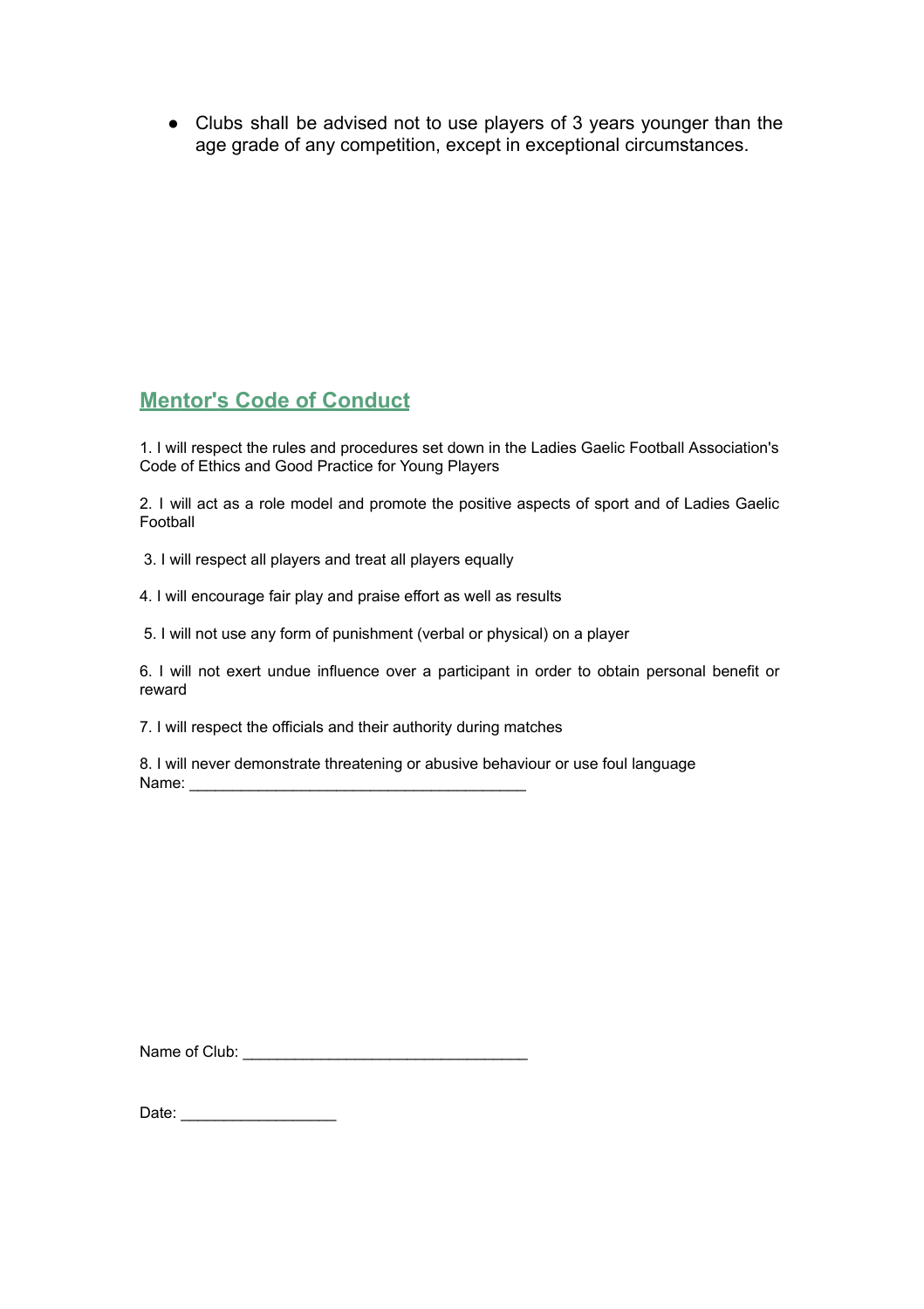- Clubs shall be advised not to use players of 3 years younger than the age grade of any competition, except in exceptional circumstances.

## Mentor's Code of Conduct

1. I will respect the rules and procedures set down in the Ladies Gaelic Football Association's Code of Ethics and Good Practice for Young Players

2. I will act as a role model and promote the positive aspects of sport and of Ladies Gaelic Football

3. I will respect all players and treat all players equally

4. I will encourage fair play and praise effort as well as results

5. I will not use any form of punishment (verbal or physical) on a player

6. I will not exert undue influence over a participant in order to obtain personal benefit or reward

7. I will respect the officials and their authority during matches

8. I will never demonstrate threatening or abusive behaviour or use foul language

Name: ________________________________________

Name of Club: __________________________________

Date: __________________